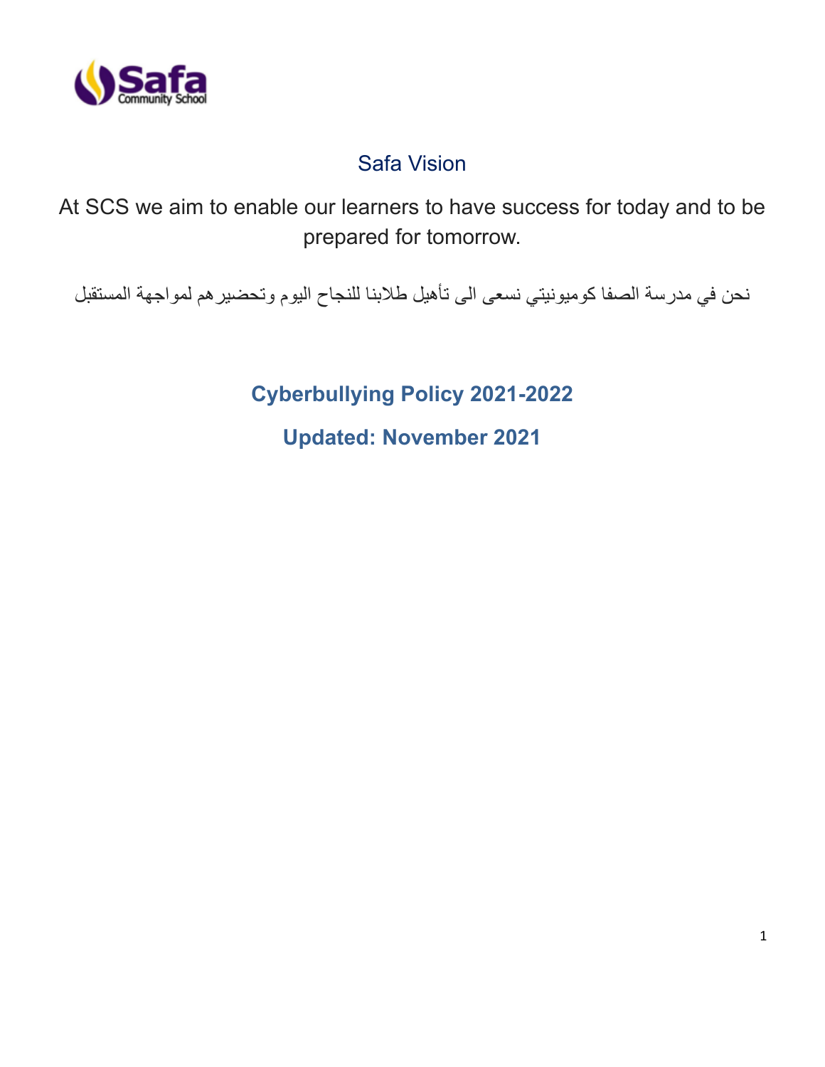## Safa Vision

At SCS we aim to enable our learners to have success for today and to be prepared for tomorrow.

نحن في مدرسة الصفا كوميونيتي نسعى الى تأهيل طلابنا للنجاح اليوم وتحضيرهم لمواجهة المستقبل

# Cyberbullying Policy 2021-2022

## Updated: November 2021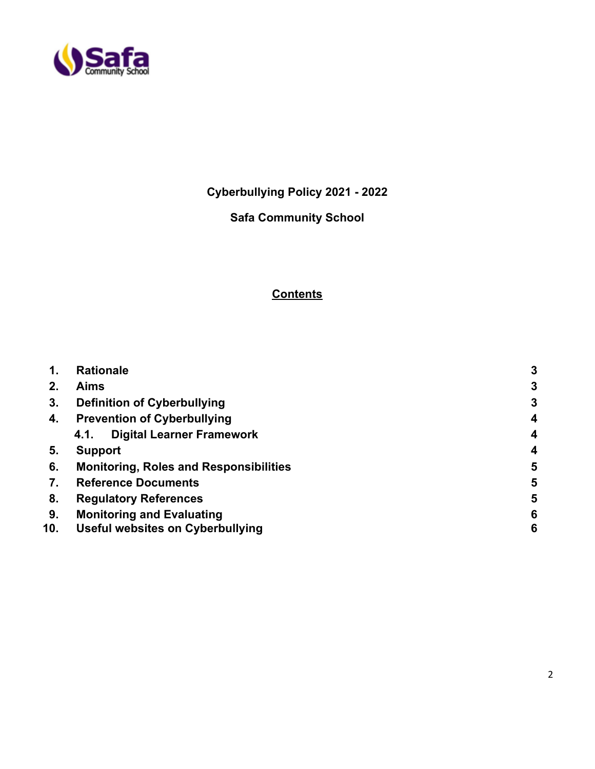**Cyberbullying Policy 2021 - 2022**

**Safa Community School**

## Contents

| | | |
|---|---|---|
| **1.** | **Rationale** | **3** |
| **2.** | **Aims** | **3** |
| **3.** | **Definition of Cyberbullying** | **3** |
| **4.** | **Prevention of Cyberbullying** | **4** |
| | **4.1. Digital Learner Framework** | **4** |
| **5.** | **Support** | **4** |
| **6.** | **Monitoring, Roles and Responsibilities** | **5** |
| **7.** | **Reference Documents** | **5** |
| **8.** | **Regulatory References** | **5** |
| **9.** | **Monitoring and Evaluating** | **6** |
| **10.** | **Useful websites on Cyberbullying** | **6** |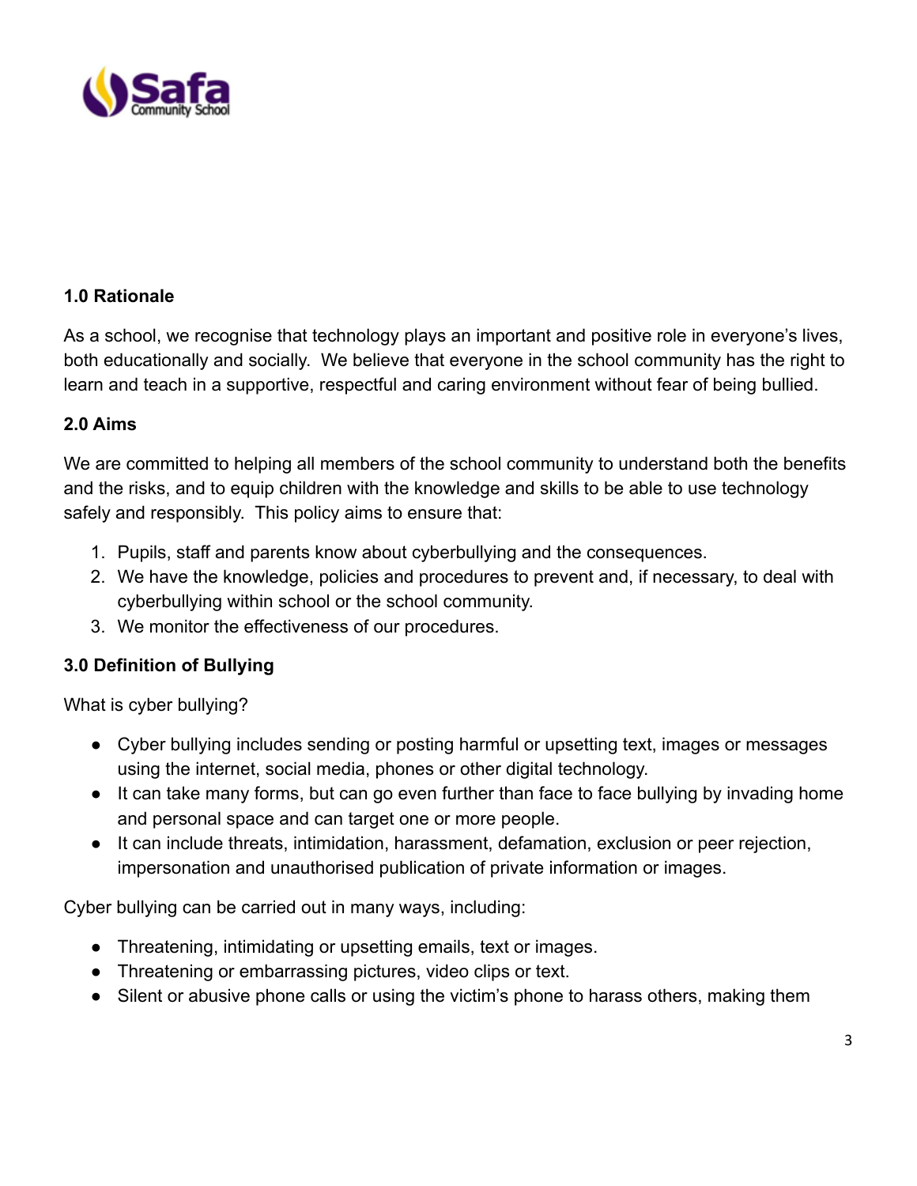### 1.0 Rationale

As a school, we recognise that technology plays an important and positive role in everyone's lives, both educationally and socially. We believe that everyone in the school community has the right to learn and teach in a supportive, respectful and caring environment without fear of being bullied.

### 2.0 Aims

We are committed to helping all members of the school community to understand both the benefits and the risks, and to equip children with the knowledge and skills to be able to use technology safely and responsibly. This policy aims to ensure that:

1. Pupils, staff and parents know about cyberbullying and the consequences.
2. We have the knowledge, policies and procedures to prevent and, if necessary, to deal with cyberbullying within school or the school community.
3. We monitor the effectiveness of our procedures.

### 3.0 Definition of Bullying

What is cyber bullying?

- Cyber bullying includes sending or posting harmful or upsetting text, images or messages using the internet, social media, phones or other digital technology.
- It can take many forms, but can go even further than face to face bullying by invading home and personal space and can target one or more people.
- It can include threats, intimidation, harassment, defamation, exclusion or peer rejection, impersonation and unauthorised publication of private information or images.

Cyber bullying can be carried out in many ways, including:

- Threatening, intimidating or upsetting emails, text or images.
- Threatening or embarrassing pictures, video clips or text.
- Silent or abusive phone calls or using the victim's phone to harass others, making them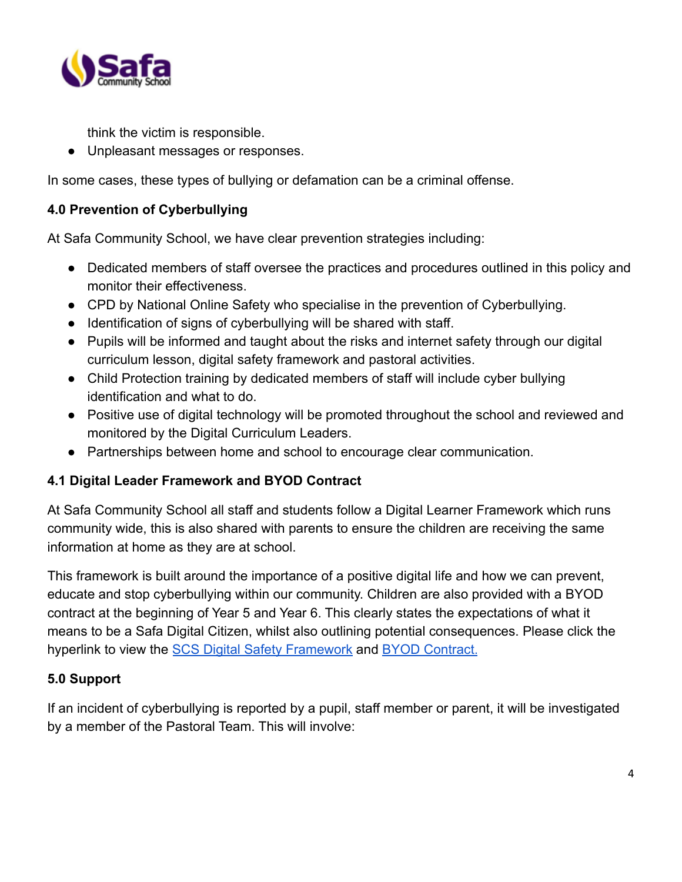think the victim is responsible.

- Unpleasant messages or responses.

In some cases, these types of bullying or defamation can be a criminal offense.

**4.0 Prevention of Cyberbullying**

At Safa Community School, we have clear prevention strategies including:

- Dedicated members of staff oversee the practices and procedures outlined in this policy and monitor their effectiveness.
- CPD by National Online Safety who specialise in the prevention of Cyberbullying.
- Identification of signs of cyberbullying will be shared with staff.
- Pupils will be informed and taught about the risks and internet safety through our digital curriculum lesson, digital safety framework and pastoral activities.
- Child Protection training by dedicated members of staff will include cyber bullying identification and what to do.
- Positive use of digital technology will be promoted throughout the school and reviewed and monitored by the Digital Curriculum Leaders.
- Partnerships between home and school to encourage clear communication.

**4.1 Digital Leader Framework and BYOD Contract**

At Safa Community School all staff and students follow a Digital Learner Framework which runs community wide, this is also shared with parents to ensure the children are receiving the same information at home as they are at school.

This framework is built around the importance of a positive digital life and how we can prevent, educate and stop cyberbullying within our community. Children are also provided with a BYOD contract at the beginning of Year 5 and Year 6. This clearly states the expectations of what it means to be a Safa Digital Citizen, whilst also outlining potential consequences. Please click the hyperlink to view the SCS Digital Safety Framework and BYOD Contract.

**5.0 Support**

If an incident of cyberbullying is reported by a pupil, staff member or parent, it will be investigated by a member of the Pastoral Team. This will involve: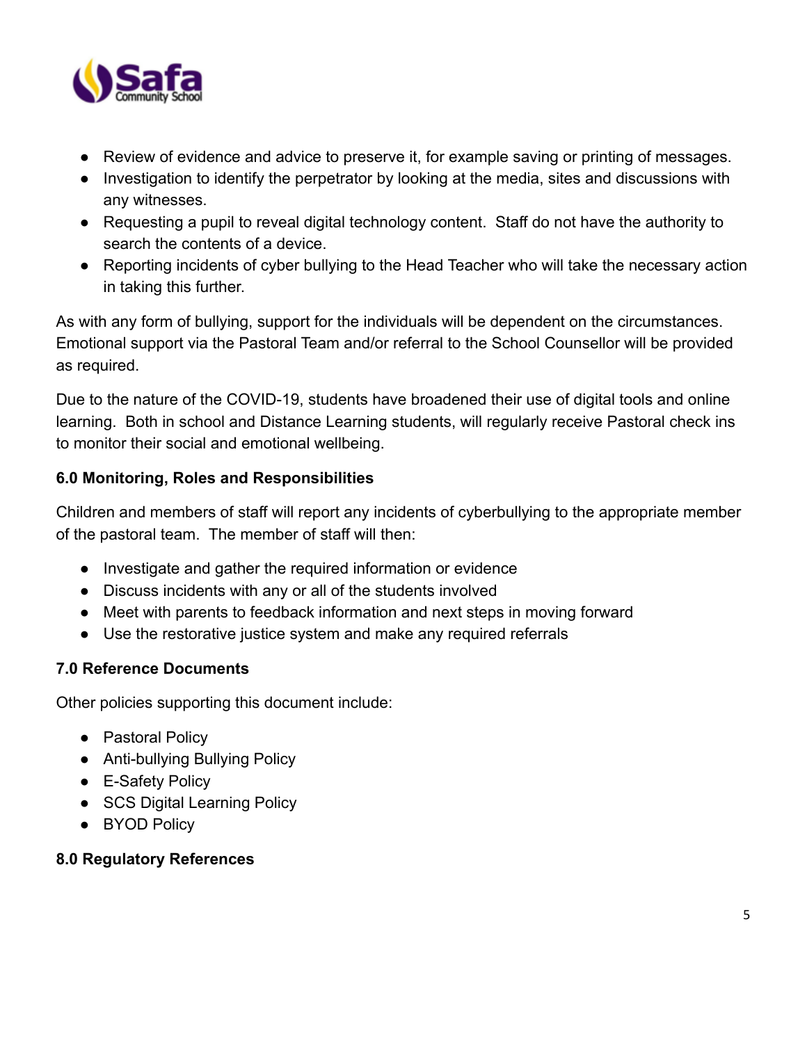- Review of evidence and advice to preserve it, for example saving or printing of messages.
- Investigation to identify the perpetrator by looking at the media, sites and discussions with any witnesses.
- Requesting a pupil to reveal digital technology content. Staff do not have the authority to search the contents of a device.
- Reporting incidents of cyber bullying to the Head Teacher who will take the necessary action in taking this further.

As with any form of bullying, support for the individuals will be dependent on the circumstances. Emotional support via the Pastoral Team and/or referral to the School Counsellor will be provided as required.

Due to the nature of the COVID-19, students have broadened their use of digital tools and online learning. Both in school and Distance Learning students, will regularly receive Pastoral check ins to monitor their social and emotional wellbeing.

**6.0 Monitoring, Roles and Responsibilities**

Children and members of staff will report any incidents of cyberbullying to the appropriate member of the pastoral team. The member of staff will then:

- Investigate and gather the required information or evidence
- Discuss incidents with any or all of the students involved
- Meet with parents to feedback information and next steps in moving forward
- Use the restorative justice system and make any required referrals

**7.0 Reference Documents**

Other policies supporting this document include:

- Pastoral Policy
- Anti-bullying Bullying Policy
- E-Safety Policy
- SCS Digital Learning Policy
- BYOD Policy

**8.0 Regulatory References**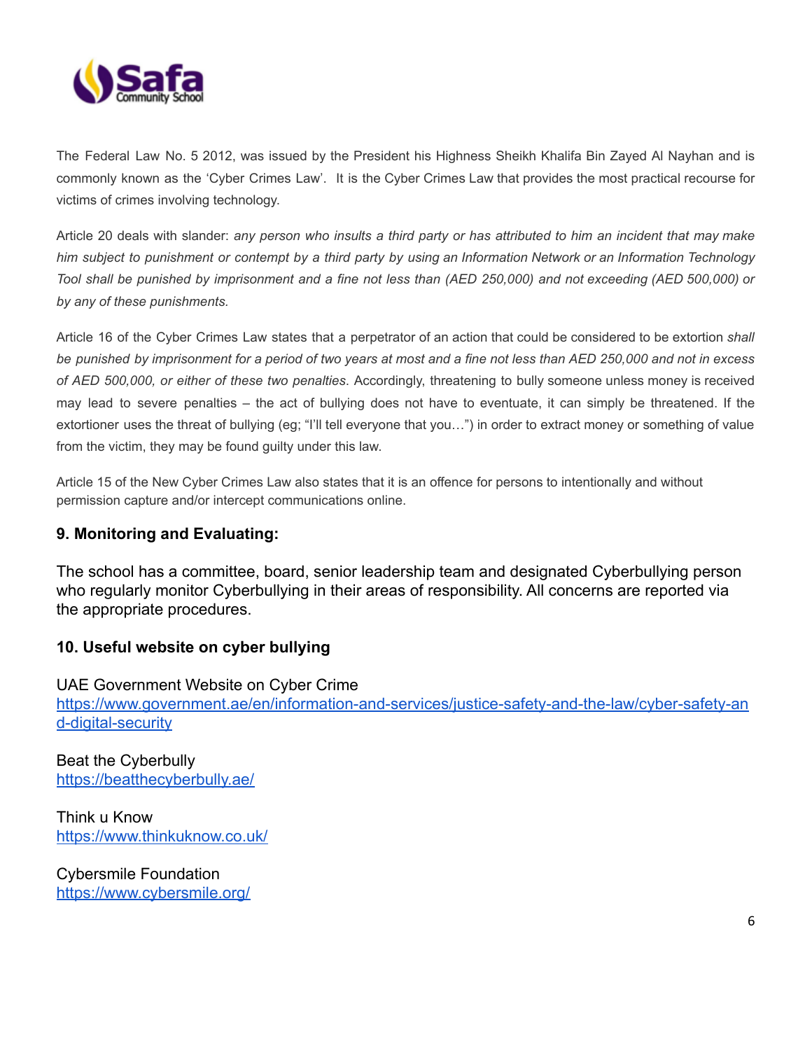The Federal Law No. 5 2012, was issued by the President his Highness Sheikh Khalifa Bin Zayed Al Nayhan and is commonly known as the 'Cyber Crimes Law'. It is the Cyber Crimes Law that provides the most practical recourse for victims of crimes involving technology.

Article 20 deals with slander: *any person who insults a third party or has attributed to him an incident that may make him subject to punishment or contempt by a third party by using an Information Network or an Information Technology Tool shall be punished by imprisonment and a fine not less than (AED 250,000) and not exceeding (AED 500,000) or by any of these punishments.*

Article 16 of the Cyber Crimes Law states that a perpetrator of an action that could be considered to be extortion *shall be punished by imprisonment for a period of two years at most and a fine not less than AED 250,000 and not in excess of AED 500,000, or either of these two penalties*. Accordingly, threatening to bully someone unless money is received may lead to severe penalties – the act of bullying does not have to eventuate, it can simply be threatened. If the extortioner uses the threat of bullying (eg; "I'll tell everyone that you…") in order to extract money or something of value from the victim, they may be found guilty under this law.

Article 15 of the New Cyber Crimes Law also states that it is an offence for persons to intentionally and without permission capture and/or intercept communications online.

### 9. Monitoring and Evaluating:

The school has a committee, board, senior leadership team and designated Cyberbullying person who regularly monitor Cyberbullying in their areas of responsibility. All concerns are reported via the appropriate procedures.

### 10. Useful website on cyber bullying

UAE Government Website on Cyber Crime
https://www.government.ae/en/information-and-services/justice-safety-and-the-law/cyber-safety-and-digital-security

Beat the Cyberbully
https://beatthecyberbully.ae/

Think u Know
https://www.thinkuknow.co.uk/

Cybersmile Foundation
https://www.cybersmile.org/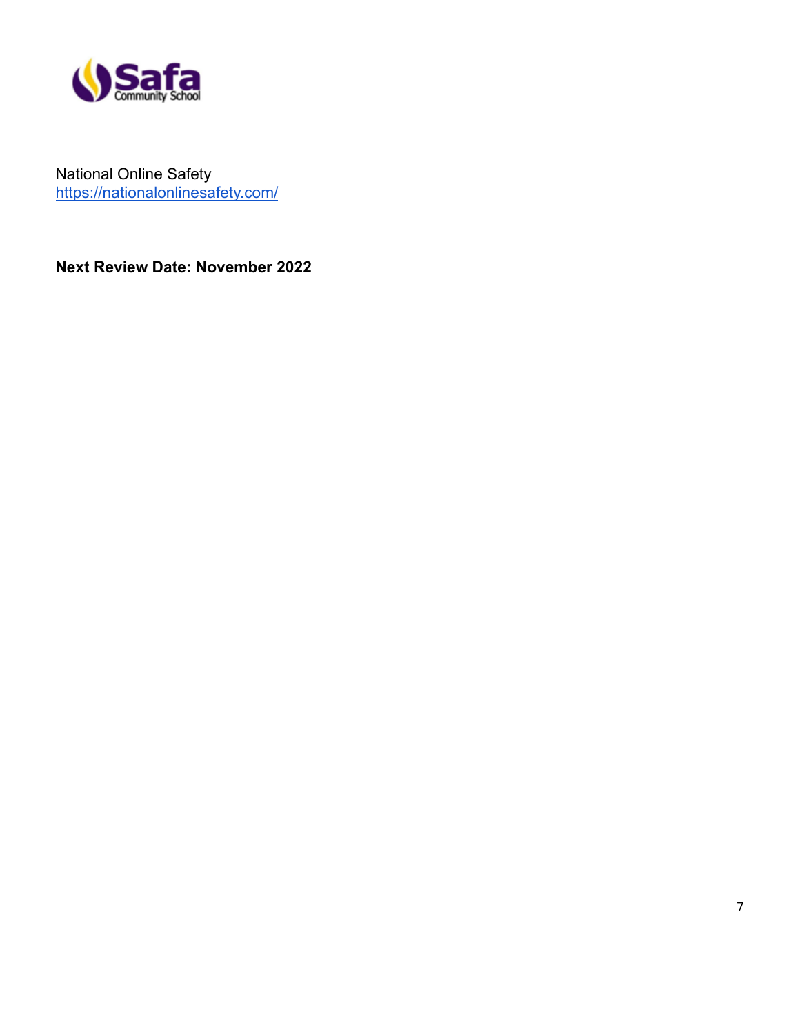National Online Safety
https://nationalonlinesafety.com/

**Next Review Date: November 2022**